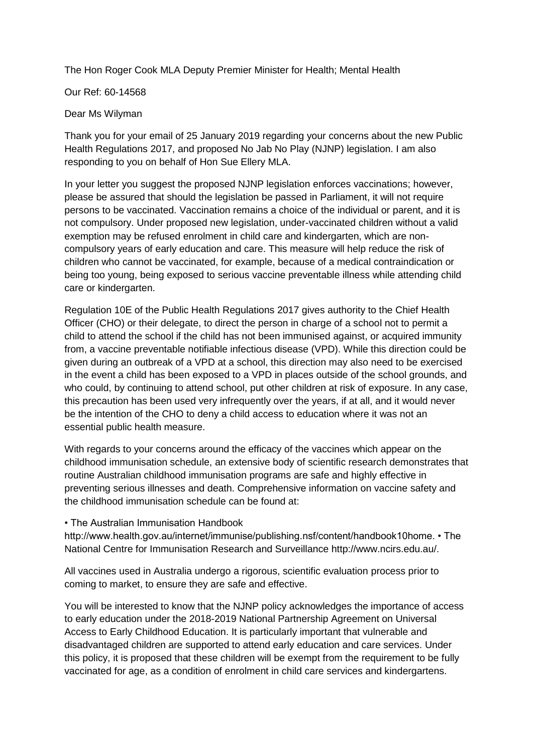The Hon Roger Cook MLA Deputy Premier Minister for Health; Mental Health

Our Ref: 60-14568

Dear Ms Wilyman

Thank you for your email of 25 January 2019 regarding your concerns about the new Public Health Regulations 2017, and proposed No Jab No Play (NJNP) legislation. I am also responding to you on behalf of Hon Sue Ellery MLA.

In your letter you suggest the proposed NJNP legislation enforces vaccinations; however, please be assured that should the legislation be passed in Parliament, it will not require persons to be vaccinated. Vaccination remains a choice of the individual or parent, and it is not compulsory. Under proposed new legislation, under-vaccinated children without a valid exemption may be refused enrolment in child care and kindergarten, which are non-compulsory years of early education and care. This measure will help reduce the risk of children who cannot be vaccinated, for example, because of a medical contraindication or being too young, being exposed to serious vaccine preventable illness while attending child care or kindergarten.

Regulation 10E of the Public Health Regulations 2017 gives authority to the Chief Health Officer (CHO) or their delegate, to direct the person in charge of a school not to permit a child to attend the school if the child has not been immunised against, or acquired immunity from, a vaccine preventable notifiable infectious disease (VPD). While this direction could be given during an outbreak of a VPD at a school, this direction may also need to be exercised in the event a child has been exposed to a VPD in places outside of the school grounds, and who could, by continuing to attend school, put other children at risk of exposure. In any case, this precaution has been used very infrequently over the years, if at all, and it would never be the intention of the CHO to deny a child access to education where it was not an essential public health measure.

With regards to your concerns around the efficacy of the vaccines which appear on the childhood immunisation schedule, an extensive body of scientific research demonstrates that routine Australian childhood immunisation programs are safe and highly effective in preventing serious illnesses and death. Comprehensive information on vaccine safety and the childhood immunisation schedule can be found at:

- The Australian Immunisation Handbook http://www.health.gov.au/internet/immunise/publishing.nsf/content/handbook10home.
- The National Centre for Immunisation Research and Surveillance http://www.ncirs.edu.au/.

All vaccines used in Australia undergo a rigorous, scientific evaluation process prior to coming to market, to ensure they are safe and effective.

You will be interested to know that the NJNP policy acknowledges the importance of access to early education under the 2018-2019 National Partnership Agreement on Universal Access to Early Childhood Education. It is particularly important that vulnerable and disadvantaged children are supported to attend early education and care services. Under this policy, it is proposed that these children will be exempt from the requirement to be fully vaccinated for age, as a condition of enrolment in child care services and kindergartens.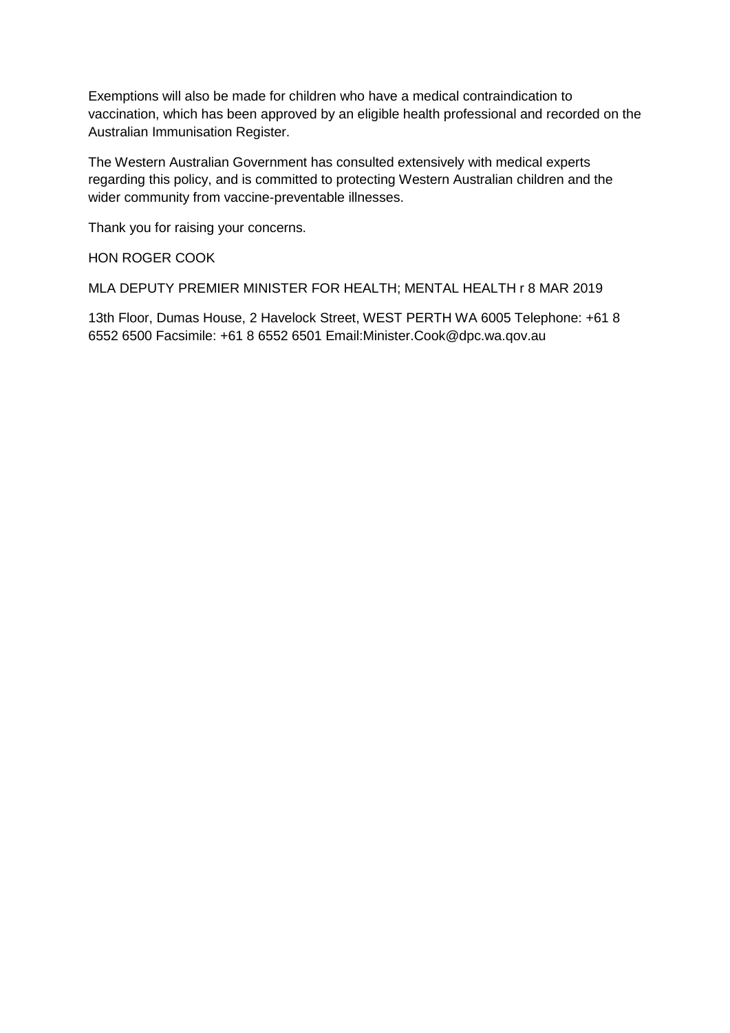Exemptions will also be made for children who have a medical contraindication to vaccination, which has been approved by an eligible health professional and recorded on the Australian Immunisation Register.

The Western Australian Government has consulted extensively with medical experts regarding this policy, and is committed to protecting Western Australian children and the wider community from vaccine-preventable illnesses.

Thank you for raising your concerns.

HON ROGER COOK

MLA DEPUTY PREMIER MINISTER FOR HEALTH; MENTAL HEALTH r 8 MAR 2019

13th Floor, Dumas House, 2 Havelock Street, WEST PERTH WA 6005 Telephone: +61 8 6552 6500 Facsimile: +61 8 6552 6501 Email:Minister.Cook@dpc.wa.qov.au